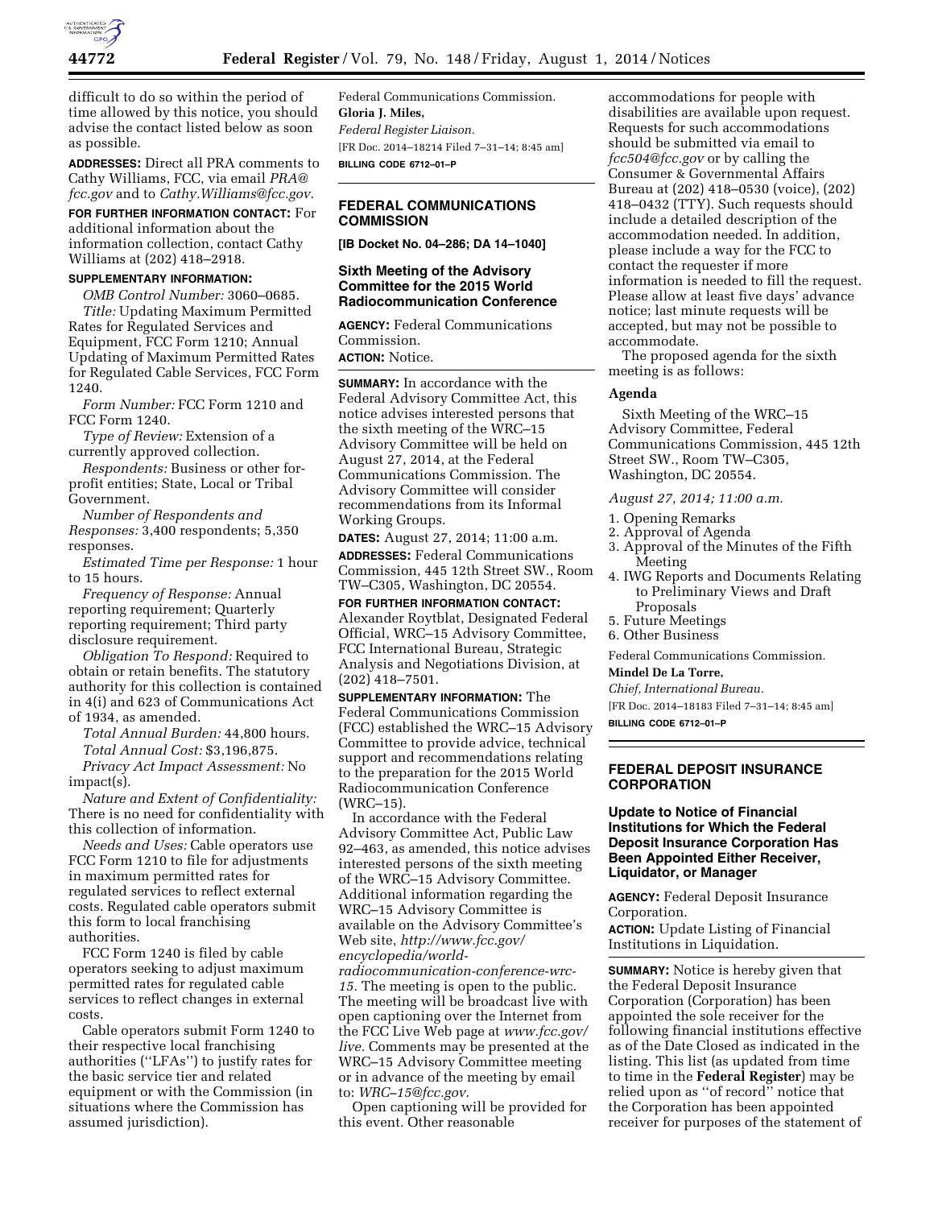difficult to do so within the period of time allowed by this notice, you should advise the contact listed below as soon as possible.

**ADDRESSES:** Direct all PRA comments to Cathy Williams, FCC, via email *PRA@fcc.gov* and to *Cathy.Williams@fcc.gov.*

**FOR FURTHER INFORMATION CONTACT:** For additional information about the information collection, contact Cathy Williams at (202) 418–2918.

**SUPPLEMENTARY INFORMATION:**

*OMB Control Number:* 3060–0685.

*Title:* Updating Maximum Permitted Rates for Regulated Services and Equipment, FCC Form 1210; Annual Updating of Maximum Permitted Rates for Regulated Cable Services, FCC Form 1240.

*Form Number:* FCC Form 1210 and FCC Form 1240.

*Type of Review:* Extension of a currently approved collection.

*Respondents:* Business or other for-profit entities; State, Local or Tribal Government.

*Number of Respondents and Responses:* 3,400 respondents; 5,350 responses.

*Estimated Time per Response:* 1 hour to 15 hours.

*Frequency of Response:* Annual reporting requirement; Quarterly reporting requirement; Third party disclosure requirement.

*Obligation To Respond:* Required to obtain or retain benefits. The statutory authority for this collection is contained in 4(i) and 623 of Communications Act of 1934, as amended.

*Total Annual Burden:* 44,800 hours.

*Total Annual Cost:* $3,196,875.

*Privacy Act Impact Assessment:* No impact(s).

*Nature and Extent of Confidentiality:* There is no need for confidentiality with this collection of information.

*Needs and Uses:* Cable operators use FCC Form 1210 to file for adjustments in maximum permitted rates for regulated services to reflect external costs. Regulated cable operators submit this form to local franchising authorities.

FCC Form 1240 is filed by cable operators seeking to adjust maximum permitted rates for regulated cable services to reflect changes in external costs.

Cable operators submit Form 1240 to their respective local franchising authorities (''LFAs'') to justify rates for the basic service tier and related equipment or with the Commission (in situations where the Commission has assumed jurisdiction).

Federal Communications Commission.

**Gloria J. Miles,**

*Federal Register Liaison.*

[FR Doc. 2014–18214 Filed 7–31–14; 8:45 am]

**BILLING CODE 6712–01–P**

## FEDERAL COMMUNICATIONS COMMISSION

**[IB Docket No. 04–286; DA 14–1040]**

### Sixth Meeting of the Advisory Committee for the 2015 World Radiocommunication Conference

**AGENCY:** Federal Communications Commission.

**ACTION:** Notice.

**SUMMARY:** In accordance with the Federal Advisory Committee Act, this notice advises interested persons that the sixth meeting of the WRC–15 Advisory Committee will be held on August 27, 2014, at the Federal Communications Commission. The Advisory Committee will consider recommendations from its Informal Working Groups.

**DATES:** August 27, 2014; 11:00 a.m.

**ADDRESSES:** Federal Communications Commission, 445 12th Street SW., Room TW–C305, Washington, DC 20554.

**FOR FURTHER INFORMATION CONTACT:** Alexander Roytblat, Designated Federal Official, WRC–15 Advisory Committee, FCC International Bureau, Strategic Analysis and Negotiations Division, at (202) 418–7501.

**SUPPLEMENTARY INFORMATION:** The Federal Communications Commission (FCC) established the WRC–15 Advisory Committee to provide advice, technical support and recommendations relating to the preparation for the 2015 World Radiocommunication Conference (WRC–15).

In accordance with the Federal Advisory Committee Act, Public Law 92–463, as amended, this notice advises interested persons of the sixth meeting of the WRC–15 Advisory Committee. Additional information regarding the WRC–15 Advisory Committee is available on the Advisory Committee's Web site, *http://www.fcc.gov/encyclopedia/world-radiocommunication-conference-wrc-15.* The meeting is open to the public. The meeting will be broadcast live with open captioning over the Internet from the FCC Live Web page at *www.fcc.gov/live.* Comments may be presented at the WRC–15 Advisory Committee meeting or in advance of the meeting by email to: *WRC–15@fcc.gov.*

Open captioning will be provided for this event. Other reasonable accommodations for people with disabilities are available upon request. Requests for such accommodations should be submitted via email to *fcc504@fcc.gov* or by calling the Consumer & Governmental Affairs Bureau at (202) 418–0530 (voice), (202) 418–0432 (TTY). Such requests should include a detailed description of the accommodation needed. In addition, please include a way for the FCC to contact the requester if more information is needed to fill the request. Please allow at least five days' advance notice; last minute requests will be accepted, but may not be possible to accommodate.

The proposed agenda for the sixth meeting is as follows:

#### Agenda

Sixth Meeting of the WRC–15 Advisory Committee, Federal Communications Commission, 445 12th Street SW., Room TW–C305, Washington, DC 20554.

*August 27, 2014; 11:00 a.m.*

1. Opening Remarks
2. Approval of Agenda
3. Approval of the Minutes of the Fifth Meeting
4. IWG Reports and Documents Relating to Preliminary Views and Draft Proposals
5. Future Meetings
6. Other Business

Federal Communications Commission.

**Mindel De La Torre,**

*Chief, International Bureau.*

[FR Doc. 2014–18183 Filed 7–31–14; 8:45 am]

**BILLING CODE 6712–01–P**

## FEDERAL DEPOSIT INSURANCE CORPORATION

### Update to Notice of Financial Institutions for Which the Federal Deposit Insurance Corporation Has Been Appointed Either Receiver, Liquidator, or Manager

**AGENCY:** Federal Deposit Insurance Corporation.

**ACTION:** Update Listing of Financial Institutions in Liquidation.

**SUMMARY:** Notice is hereby given that the Federal Deposit Insurance Corporation (Corporation) has been appointed the sole receiver for the following financial institutions effective as of the Date Closed as indicated in the listing. This list (as updated from time to time in the **Federal Register**) may be relied upon as ''of record'' notice that the Corporation has been appointed receiver for purposes of the statement of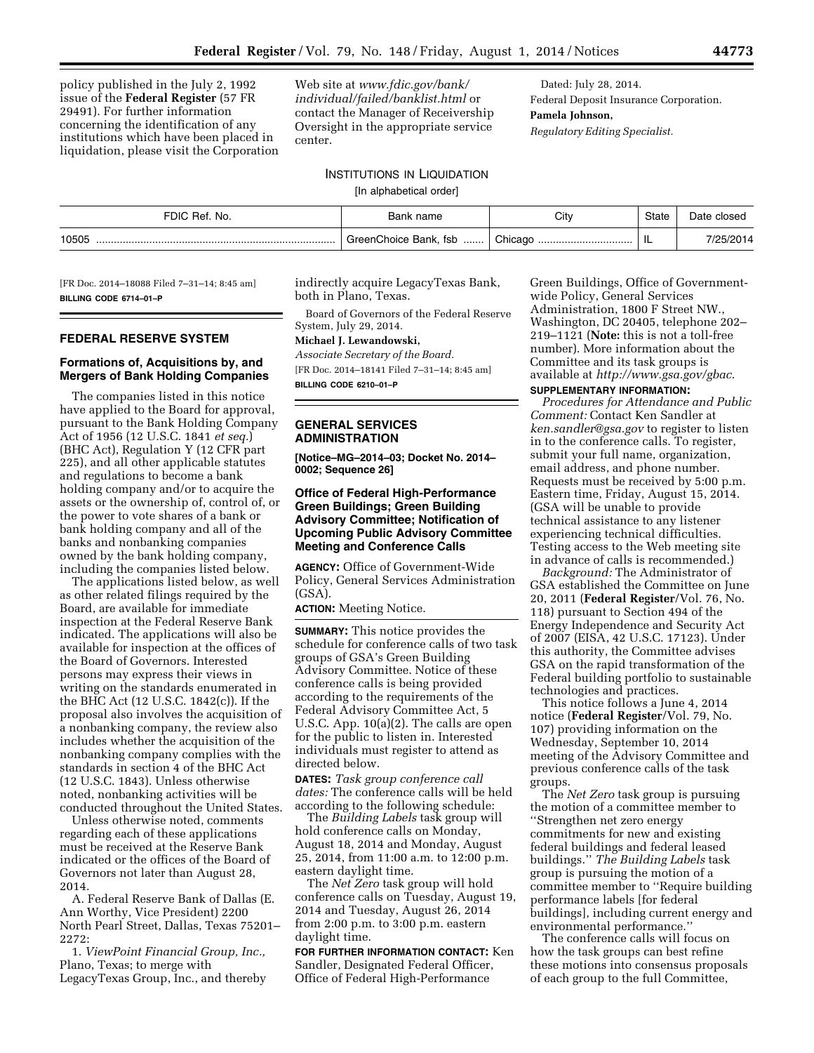policy published in the July 2, 1992 issue of the **Federal Register** (57 FR 29491). For further information concerning the identification of any institutions which have been placed in liquidation, please visit the Corporation Web site at *www.fdic.gov/bank/individual/failed/banklist.html* or contact the Manager of Receivership Oversight in the appropriate service center.

Dated: July 28, 2014.

Federal Deposit Insurance Corporation.

**Pamela Johnson,**

*Regulatory Editing Specialist.*

INSTITUTIONS IN LIQUIDATION

[In alphabetical order]

| FDIC Ref. No. | Bank name | City | State | Date closed |
|---|---|---|---|---|
| 10505 | GreenChoice Bank, fsb | Chicago | IL | 7/25/2014 |

[FR Doc. 2014–18088 Filed 7–31–14; 8:45 am]

**BILLING CODE 6714–01–P**

## FEDERAL RESERVE SYSTEM

### Formations of, Acquisitions by, and Mergers of Bank Holding Companies

The companies listed in this notice have applied to the Board for approval, pursuant to the Bank Holding Company Act of 1956 (12 U.S.C. 1841 *et seq.*) (BHC Act), Regulation Y (12 CFR part 225), and all other applicable statutes and regulations to become a bank holding company and/or to acquire the assets or the ownership of, control of, or the power to vote shares of a bank or bank holding company and all of the banks and nonbanking companies owned by the bank holding company, including the companies listed below.

The applications listed below, as well as other related filings required by the Board, are available for immediate inspection at the Federal Reserve Bank indicated. The applications will also be available for inspection at the offices of the Board of Governors. Interested persons may express their views in writing on the standards enumerated in the BHC Act (12 U.S.C. 1842(c)). If the proposal also involves the acquisition of a nonbanking company, the review also includes whether the acquisition of the nonbanking company complies with the standards in section 4 of the BHC Act (12 U.S.C. 1843). Unless otherwise noted, nonbanking activities will be conducted throughout the United States.

Unless otherwise noted, comments regarding each of these applications must be received at the Reserve Bank indicated or the offices of the Board of Governors not later than August 28, 2014.

A. Federal Reserve Bank of Dallas (E. Ann Worthy, Vice President) 2200 North Pearl Street, Dallas, Texas 75201–2272:

1. *ViewPoint Financial Group, Inc.,* Plano, Texas; to merge with LegacyTexas Group, Inc., and thereby indirectly acquire LegacyTexas Bank, both in Plano, Texas.

Board of Governors of the Federal Reserve System, July 29, 2014.

**Michael J. Lewandowski,**

*Associate Secretary of the Board.*

[FR Doc. 2014–18141 Filed 7–31–14; 8:45 am]

**BILLING CODE 6210–01–P**

## GENERAL SERVICES ADMINISTRATION

**[Notice–MG–2014–03; Docket No. 2014–0002; Sequence 26]**

### Office of Federal High-Performance Green Buildings; Green Building Advisory Committee; Notification of Upcoming Public Advisory Committee Meeting and Conference Calls

**AGENCY:** Office of Government-Wide Policy, General Services Administration (GSA).

**ACTION:** Meeting Notice.

**SUMMARY:** This notice provides the schedule for conference calls of two task groups of GSA's Green Building Advisory Committee. Notice of these conference calls is being provided according to the requirements of the Federal Advisory Committee Act, 5 U.S.C. App. 10(a)(2). The calls are open for the public to listen in. Interested individuals must register to attend as directed below.

**DATES:** *Task group conference call dates:* The conference calls will be held according to the following schedule:

The *Building Labels* task group will hold conference calls on Monday, August 18, 2014 and Monday, August 25, 2014, from 11:00 a.m. to 12:00 p.m. eastern daylight time.

The *Net Zero* task group will hold conference calls on Tuesday, August 19, 2014 and Tuesday, August 26, 2014 from 2:00 p.m. to 3:00 p.m. eastern daylight time.

**FOR FURTHER INFORMATION CONTACT:** Ken Sandler, Designated Federal Officer, Office of Federal High-Performance Green Buildings, Office of Government-wide Policy, General Services Administration, 1800 F Street NW., Washington, DC 20405, telephone 202–219–1121 (**Note:** this is not a toll-free number). More information about the Committee and its task groups is available at *http://www.gsa.gov/gbac*.

**SUPPLEMENTARY INFORMATION:**

*Procedures for Attendance and Public Comment:* Contact Ken Sandler at *ken.sandler@gsa.gov* to register to listen in to the conference calls. To register, submit your full name, organization, email address, and phone number. Requests must be received by 5:00 p.m. Eastern time, Friday, August 15, 2014. (GSA will be unable to provide technical assistance to any listener experiencing technical difficulties. Testing access to the Web meeting site in advance of calls is recommended.)

*Background:* The Administrator of GSA established the Committee on June 20, 2011 (**Federal Register**/Vol. 76, No. 118) pursuant to Section 494 of the Energy Independence and Security Act of 2007 (EISA, 42 U.S.C. 17123). Under this authority, the Committee advises GSA on the rapid transformation of the Federal building portfolio to sustainable technologies and practices.

This notice follows a June 4, 2014 notice (**Federal Register**/Vol. 79, No. 107) providing information on the Wednesday, September 10, 2014 meeting of the Advisory Committee and previous conference calls of the task groups.

The *Net Zero* task group is pursuing the motion of a committee member to ''Strengthen net zero energy commitments for new and existing federal buildings and federal leased buildings.'' *The Building Labels* task group is pursuing the motion of a committee member to ''Require building performance labels [for federal buildings], including current energy and environmental performance.''

The conference calls will focus on how the task groups can best refine these motions into consensus proposals of each group to the full Committee,